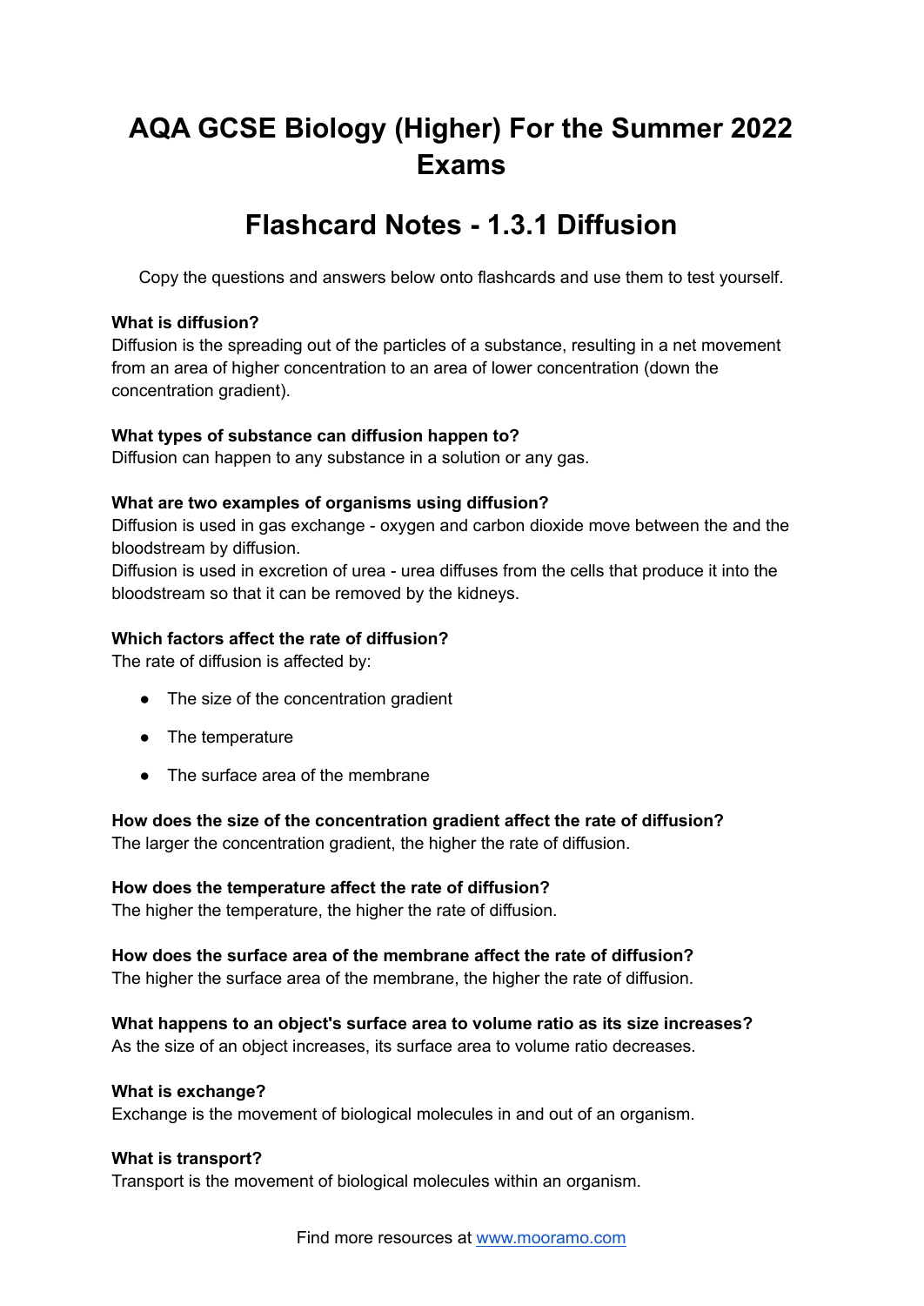# AQA GCSE Biology (Higher) For the Summer 2022 Exams

# Flashcard Notes - 1.3.1 Diffusion

Copy the questions and answers below onto flashcards and use them to test yourself.

**What is diffusion?**
Diffusion is the spreading out of the particles of a substance, resulting in a net movement from an area of higher concentration to an area of lower concentration (down the concentration gradient).

**What types of substance can diffusion happen to?**
Diffusion can happen to any substance in a solution or any gas.

**What are two examples of organisms using diffusion?**
Diffusion is used in gas exchange - oxygen and carbon dioxide move between the and the bloodstream by diffusion.
Diffusion is used in excretion of urea - urea diffuses from the cells that produce it into the bloodstream so that it can be removed by the kidneys.

**Which factors affect the rate of diffusion?**
The rate of diffusion is affected by:

- The size of the concentration gradient
- The temperature
- The surface area of the membrane

**How does the size of the concentration gradient affect the rate of diffusion?**
The larger the concentration gradient, the higher the rate of diffusion.

**How does the temperature affect the rate of diffusion?**
The higher the temperature, the higher the rate of diffusion.

**How does the surface area of the membrane affect the rate of diffusion?**
The higher the surface area of the membrane, the higher the rate of diffusion.

**What happens to an object's surface area to volume ratio as its size increases?**
As the size of an object increases, its surface area to volume ratio decreases.

**What is exchange?**
Exchange is the movement of biological molecules in and out of an organism.

**What is transport?**
Transport is the movement of biological molecules within an organism.

Find more resources at [www.mooramo.com](www.mooramo.com)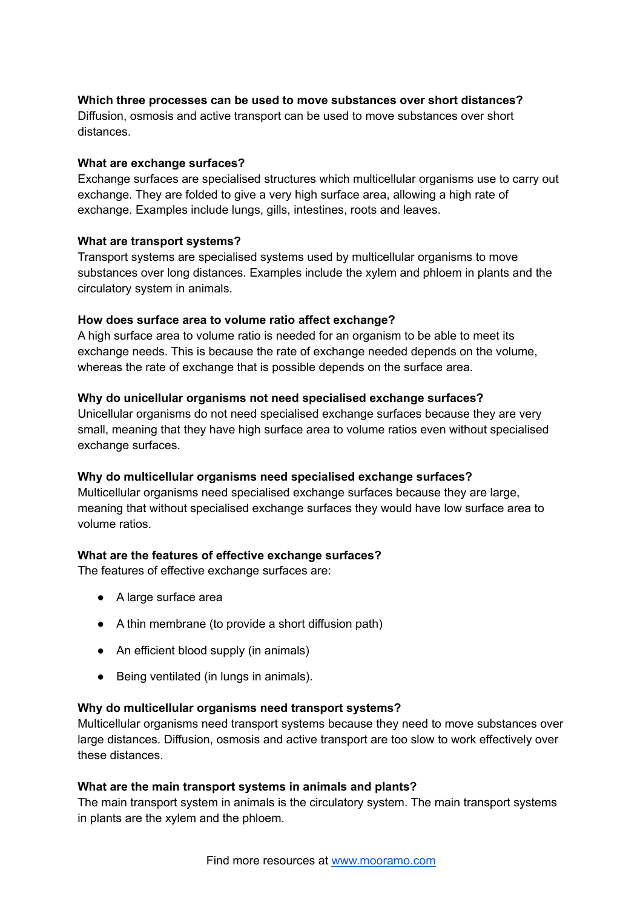**Which three processes can be used to move substances over short distances?**
Diffusion, osmosis and active transport can be used to move substances over short distances.

**What are exchange surfaces?**
Exchange surfaces are specialised structures which multicellular organisms use to carry out exchange. They are folded to give a very high surface area, allowing a high rate of exchange. Examples include lungs, gills, intestines, roots and leaves.

**What are transport systems?**
Transport systems are specialised systems used by multicellular organisms to move substances over long distances. Examples include the xylem and phloem in plants and the circulatory system in animals.

**How does surface area to volume ratio affect exchange?**
A high surface area to volume ratio is needed for an organism to be able to meet its exchange needs. This is because the rate of exchange needed depends on the volume, whereas the rate of exchange that is possible depends on the surface area.

**Why do unicellular organisms not need specialised exchange surfaces?**
Unicellular organisms do not need specialised exchange surfaces because they are very small, meaning that they have high surface area to volume ratios even without specialised exchange surfaces.

**Why do multicellular organisms need specialised exchange surfaces?**
Multicellular organisms need specialised exchange surfaces because they are large, meaning that without specialised exchange surfaces they would have low surface area to volume ratios.

**What are the features of effective exchange surfaces?**
The features of effective exchange surfaces are:

- A large surface area
- A thin membrane (to provide a short diffusion path)
- An efficient blood supply (in animals)
- Being ventilated (in lungs in animals).

**Why do multicellular organisms need transport systems?**
Multicellular organisms need transport systems because they need to move substances over large distances. Diffusion, osmosis and active transport are too slow to work effectively over these distances.

**What are the main transport systems in animals and plants?**
The main transport system in animals is the circulatory system. The main transport systems in plants are the xylem and the phloem.

Find more resources at www.mooramo.com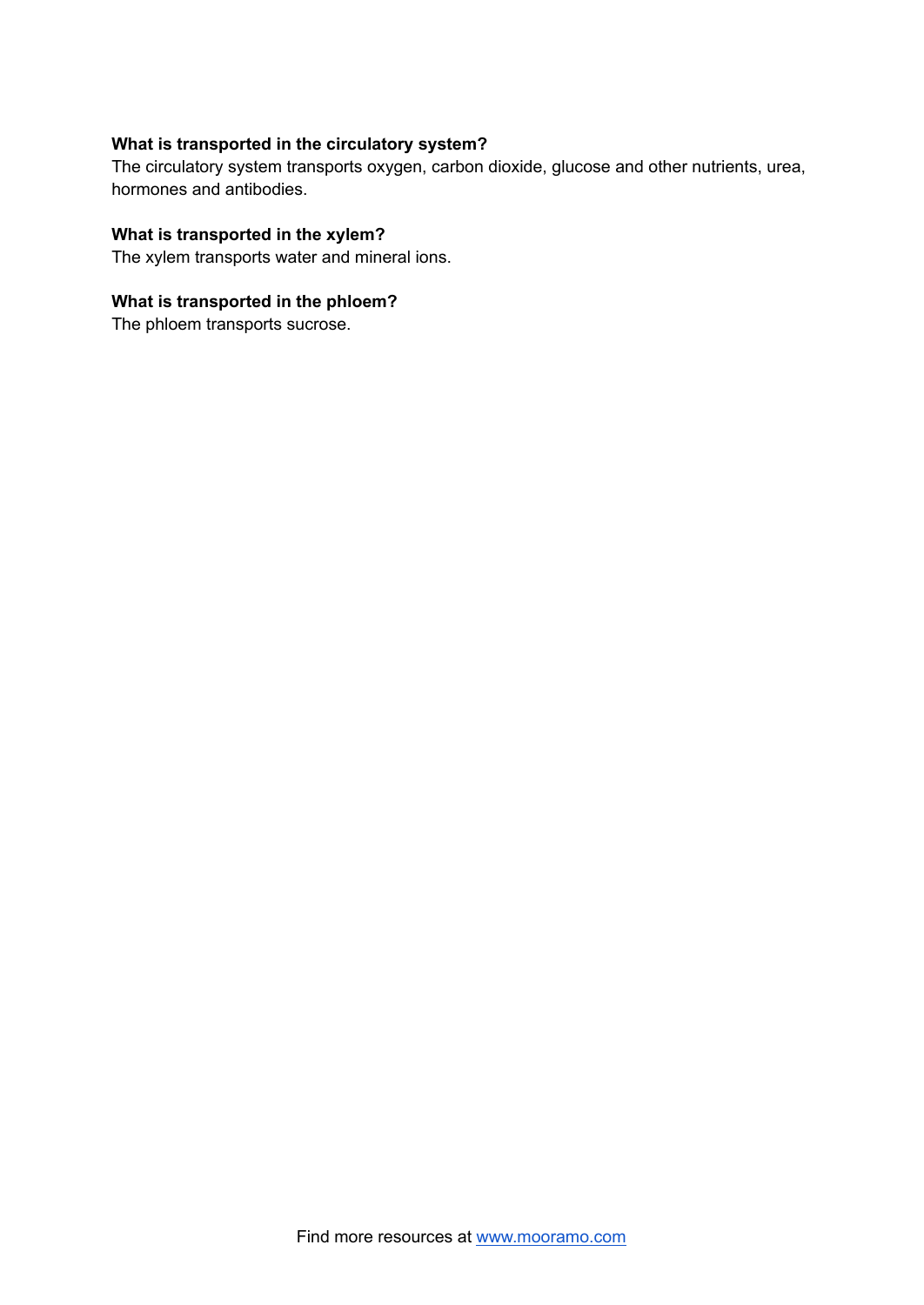**What is transported in the circulatory system?**
The circulatory system transports oxygen, carbon dioxide, glucose and other nutrients, urea, hormones and antibodies.

**What is transported in the xylem?**
The xylem transports water and mineral ions.

**What is transported in the phloem?**
The phloem transports sucrose.

Find more resources at www.mooramo.com